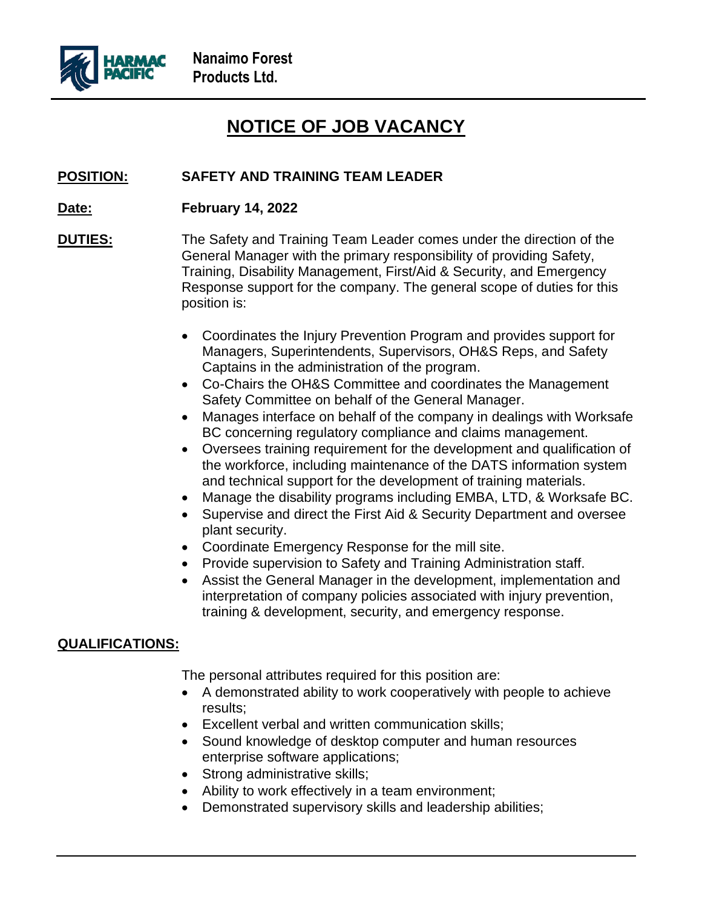**HARMAC PACIFIC** | **Nanaimo Forest Products Ltd.**

# NOTICE OF JOB VACANCY

**POSITION:** **SAFETY AND TRAINING TEAM LEADER**

**Date:** **February 14, 2022**

**DUTIES:** The Safety and Training Team Leader comes under the direction of the General Manager with the primary responsibility of providing Safety, Training, Disability Management, First/Aid & Security, and Emergency Response support for the company. The general scope of duties for this position is:

- Coordinates the Injury Prevention Program and provides support for Managers, Superintendents, Supervisors, OH&S Reps, and Safety Captains in the administration of the program.
- Co-Chairs the OH&S Committee and coordinates the Management Safety Committee on behalf of the General Manager.
- Manages interface on behalf of the company in dealings with Worksafe BC concerning regulatory compliance and claims management.
- Oversees training requirement for the development and qualification of the workforce, including maintenance of the DATS information system and technical support for the development of training materials.
- Manage the disability programs including EMBA, LTD, & Worksafe BC.
- Supervise and direct the First Aid & Security Department and oversee plant security.
- Coordinate Emergency Response for the mill site.
- Provide supervision to Safety and Training Administration staff.
- Assist the General Manager in the development, implementation and interpretation of company policies associated with injury prevention, training & development, security, and emergency response.

**QUALIFICATIONS:**

The personal attributes required for this position are:

- A demonstrated ability to work cooperatively with people to achieve results;
- Excellent verbal and written communication skills;
- Sound knowledge of desktop computer and human resources enterprise software applications;
- Strong administrative skills;
- Ability to work effectively in a team environment;
- Demonstrated supervisory skills and leadership abilities;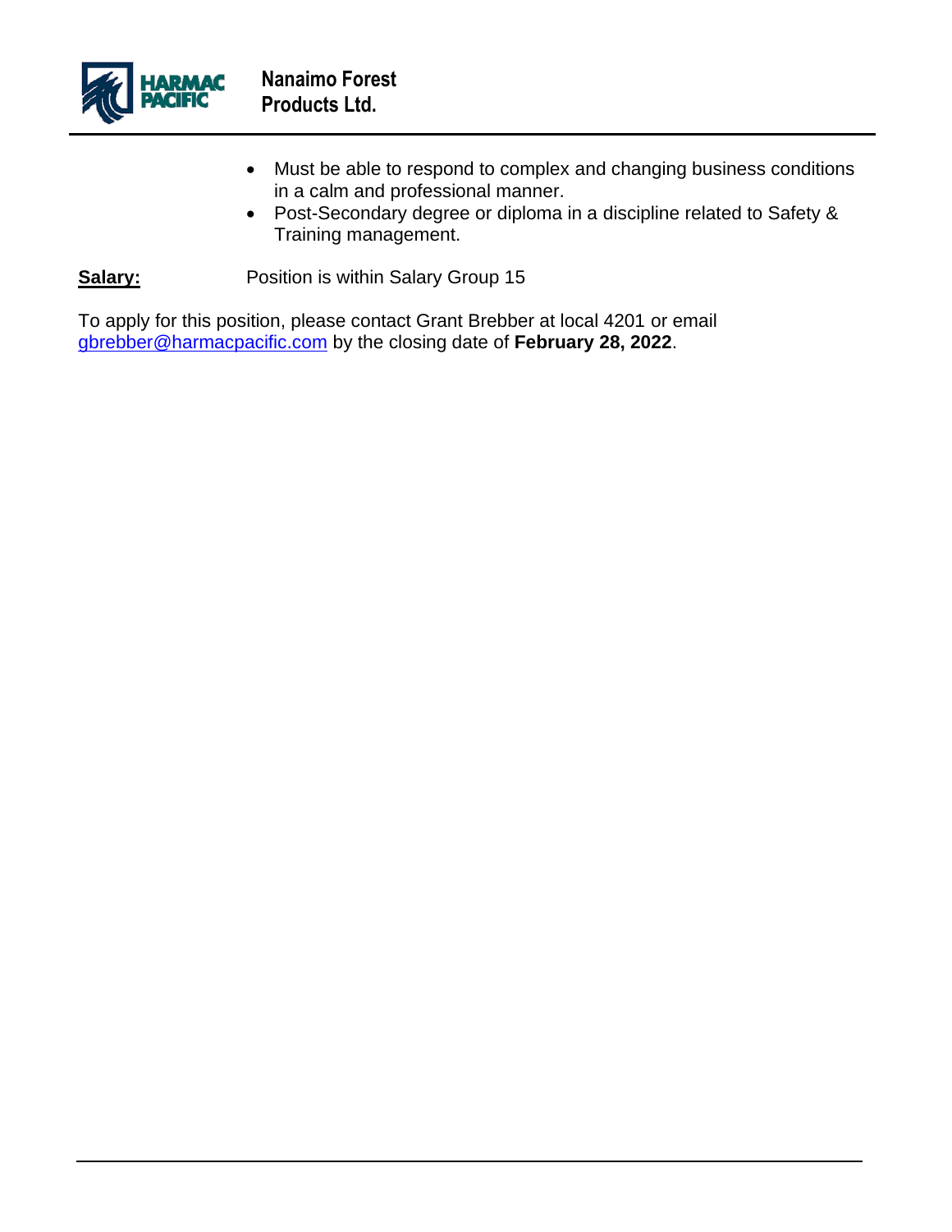- Must be able to respond to complex and changing business conditions in a calm and professional manner.
- Post-Secondary degree or diploma in a discipline related to Safety & Training management.

**Salary:** Position is within Salary Group 15

To apply for this position, please contact Grant Brebber at local 4201 or email gbrebber@harmacpacific.com by the closing date of **February 28, 2022**.